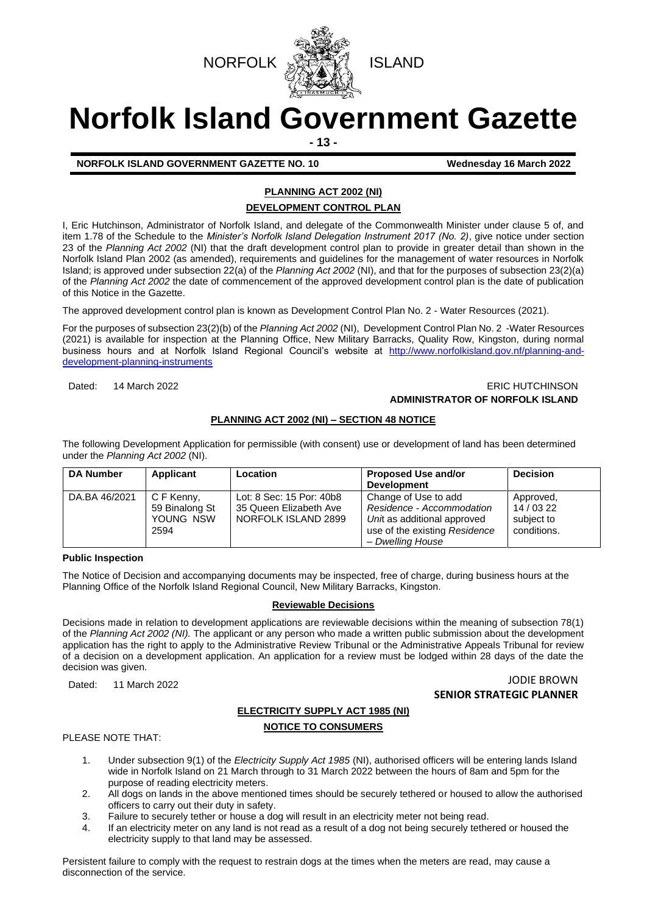NORFOLK ISLAND

# Norfolk Island Government Gazette

**NORFOLK ISLAND GOVERNMENT GAZETTE NO. 10** **Wednesday 16 March 2022**

## PLANNING ACT 2002 (NI)

### DEVELOPMENT CONTROL PLAN

I, Eric Hutchinson, Administrator of Norfolk Island, and delegate of the Commonwealth Minister under clause 5 of, and item 1.78 of the Schedule to the *Minister's Norfolk Island Delegation Instrument 2017 (No. 2)*, give notice under section 23 of the *Planning Act 2002* (NI) that the draft development control plan to provide in greater detail than shown in the Norfolk Island Plan 2002 (as amended), requirements and guidelines for the management of water resources in Norfolk Island; is approved under subsection 22(a) of the *Planning Act 2002* (NI), and that for the purposes of subsection 23(2)(a) of the *Planning Act 2002* the date of commencement of the approved development control plan is the date of publication of this Notice in the Gazette.

The approved development control plan is known as Development Control Plan No. 2 - Water Resources (2021).

For the purposes of subsection 23(2)(b) of the *Planning Act 2002* (NI), Development Control Plan No. 2 -Water Resources (2021) is available for inspection at the Planning Office, New Military Barracks, Quality Row, Kingston, during normal business hours and at Norfolk Island Regional Council's website at http://www.norfolkisland.gov.nf/planning-and-development-planning-instruments

Dated: 14 March 2022

ERIC HUTCHINSON
**ADMINISTRATOR OF NORFOLK ISLAND**

## PLANNING ACT 2002 (NI) – SECTION 48 NOTICE

The following Development Application for permissible (with consent) use or development of land has been determined under the *Planning Act 2002* (NI).

| DA Number | Applicant | Location | Proposed Use and/or Development | Decision |
|---|---|---|---|---|
| DA.BA 46/2021 | C F Kenny, 59 Binalong St YOUNG NSW 2594 | Lot: 8 Sec: 15 Por: 40b8 35 Queen Elizabeth Ave NORFOLK ISLAND 2899 | Change of Use to add *Residence - Accommodation Unit* as additional approved use of the existing *Residence – Dwelling House* | Approved, 14 / 03 22 subject to conditions. |

**Public Inspection**

The Notice of Decision and accompanying documents may be inspected, free of charge, during business hours at the Planning Office of the Norfolk Island Regional Council, New Military Barracks, Kingston.

**Reviewable Decisions**

Decisions made in relation to development applications are reviewable decisions within the meaning of subsection 78(1) of the *Planning Act 2002 (NI).* The applicant or any person who made a written public submission about the development application has the right to apply to the Administrative Review Tribunal or the Administrative Appeals Tribunal for review of a decision on a development application. An application for a review must be lodged within 28 days of the date the decision was given.

Dated: 11 March 2022

JODIE BROWN
**SENIOR STRATEGIC PLANNER**

## ELECTRICITY SUPPLY ACT 1985 (NI)

### NOTICE TO CONSUMERS

PLEASE NOTE THAT:

1. Under subsection 9(1) of the *Electricity Supply Act 1985* (NI), authorised officers will be entering lands Island wide in Norfolk Island on 21 March through to 31 March 2022 between the hours of 8am and 5pm for the purpose of reading electricity meters.
2. All dogs on lands in the above mentioned times should be securely tethered or housed to allow the authorised officers to carry out their duty in safety.
3. Failure to securely tether or house a dog will result in an electricity meter not being read.
4. If an electricity meter on any land is not read as a result of a dog not being securely tethered or housed the electricity supply to that land may be assessed.

Persistent failure to comply with the request to restrain dogs at the times when the meters are read, may cause a disconnection of the service.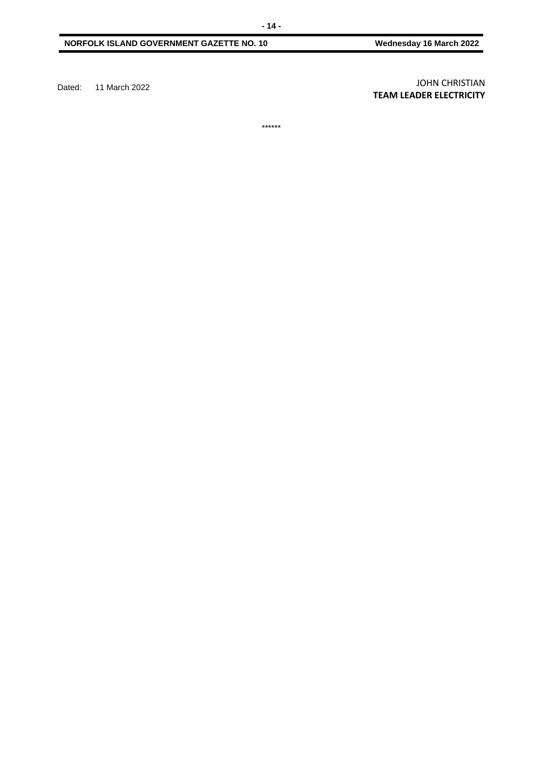Dated: 11 March 2022

JOHN CHRISTIAN
**TEAM LEADER ELECTRICITY**

******